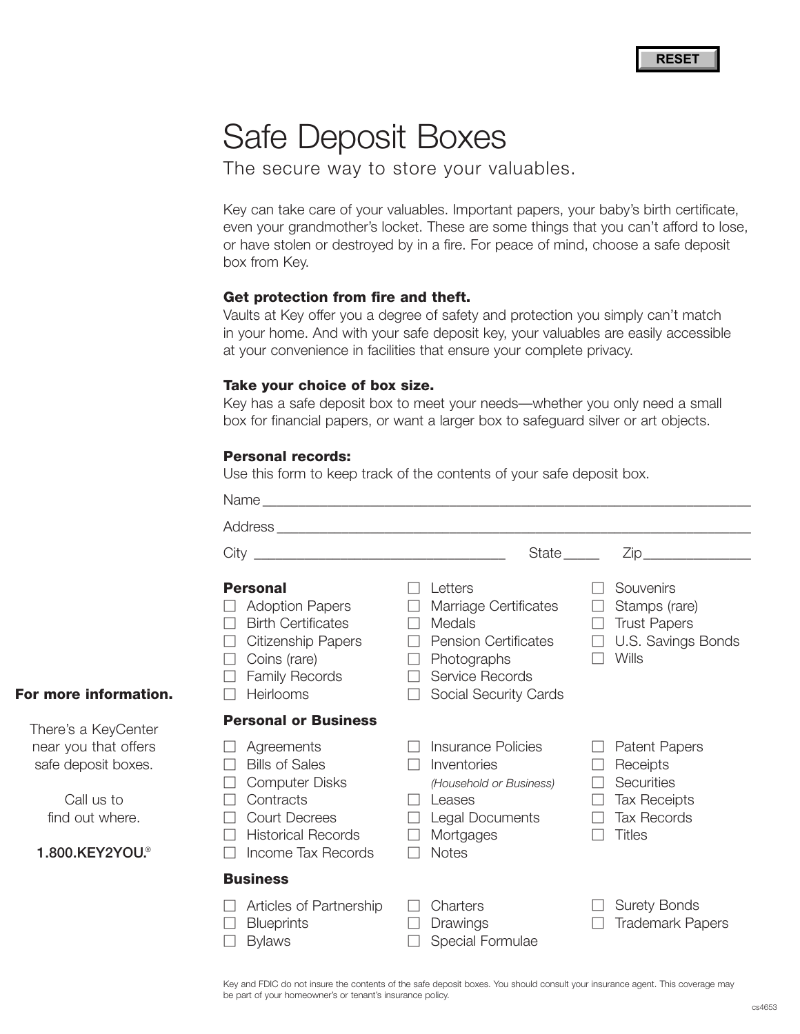RESET

# Safe Deposit Boxes

## The secure way to store your valuables.

Key can take care of your valuables. Important papers, your baby's birth certificate, even your grandmother's locket. These are some things that you can't afford to lose, or have stolen or destroyed by in a fire. For peace of mind, choose a safe deposit box from Key.

**Get protection from fire and theft.**
Vaults at Key offer you a degree of safety and protection you simply can't match in your home. And with your safe deposit key, your valuables are easily accessible at your convenience in facilities that ensure your complete privacy.

**Take your choice of box size.**
Key has a safe deposit box to meet your needs—whether you only need a small box for financial papers, or want a larger box to safeguard silver or art objects.

**Personal records:**
Use this form to keep track of the contents of your safe deposit box.

Name ____________________________________________

Address __________________________________________

City ______________________ State _____ Zip ______________

**Personal**

- ☐ Adoption Papers
- ☐ Birth Certificates
- ☐ Citizenship Papers
- ☐ Coins (rare)
- ☐ Family Records
- ☐ Heirlooms
- ☐ Letters
- ☐ Marriage Certificates
- ☐ Medals
- ☐ Pension Certificates
- ☐ Photographs
- ☐ Service Records
- ☐ Social Security Cards
- ☐ Souvenirs
- ☐ Stamps (rare)
- ☐ Trust Papers
- ☐ U.S. Savings Bonds
- ☐ Wills

**Personal or Business**

- ☐ Agreements
- ☐ Bills of Sales
- ☐ Computer Disks
- ☐ Contracts
- ☐ Court Decrees
- ☐ Historical Records
- ☐ Income Tax Records
- ☐ Insurance Policies
- ☐ Inventories *(Household or Business)*
- ☐ Leases
- ☐ Legal Documents
- ☐ Mortgages
- ☐ Notes
- ☐ Patent Papers
- ☐ Receipts
- ☐ Securities
- ☐ Tax Receipts
- ☐ Tax Records
- ☐ Titles

**Business**

- ☐ Articles of Partnership
- ☐ Blueprints
- ☐ Bylaws
- ☐ Charters
- ☐ Drawings
- ☐ Special Formulae
- ☐ Surety Bonds
- ☐ Trademark Papers

**For more information.**

There's a KeyCenter near you that offers safe deposit boxes.

Call us to find out where.

**1.800.KEY2YOU.®**

Key and FDIC do not insure the contents of the safe deposit boxes. You should consult your insurance agent. This coverage may be part of your homeowner's or tenant's insurance policy.

cs4653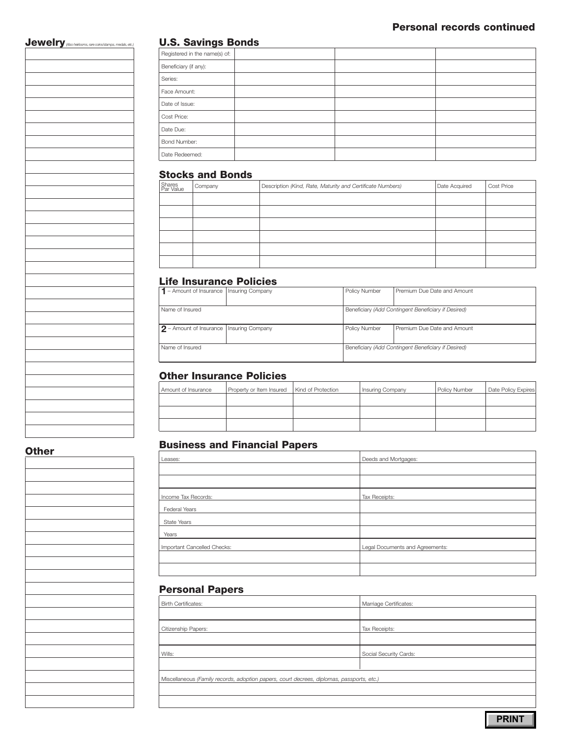## Personal records continued

### Jewelry *(Also heirlooms, rare coins/stamps, medals, etc.)*

| |
|---|
| |
| |
| |
| |
| |
| |
| |
| |
| |
| |
| |
| |
| |
| |
| |
| |
| |
| |
| |
| |
| |
| |
| |
| |
| |
| |
| |
| |
| |
| |

### Other

| |
|---|
| |
| |
| |
| |
| |
| |
| |
| |
| |
| |
| |
| |
| |
| |
| |
| |
| |
| |
| |

### U.S. Savings Bonds

| | | | |
|---|---|---|---|
| Registered in the name(s) of: | | | |
| Beneficiary (if any): | | | |
| Series: | | | |
| Face Amount: | | | |
| Date of Issue: | | | |
| Cost Price: | | | |
| Date Due: | | | |
| Bond Number: | | | |
| Date Redeemed: | | | |

### Stocks and Bonds

| Shares Par Value | Company | Description *(Kind, Rate, Maturity and Certificate Numbers)* | Date Acquired | Cost Price |
|---|---|---|---|---|
| | | | | |
| | | | | |
| | | | | |
| | | | | |
| | | | | |
| | | | | |

### Life Insurance Policies

| | | | |
|---|---|---|---|
| **1** – Amount of Insurance | Insuring Company | Policy Number | Premium Due Date and Amount |
| Name of Insured | | Beneficiary *(Add Contingent Beneficiary if Desired)* | |
| **2** – Amount of Insurance | Insuring Company | Policy Number | Premium Due Date and Amount |
| Name of Insured | | Beneficiary *(Add Contingent Beneficiary if Desired)* | |

### Other Insurance Policies

| Amount of Insurance | Property or Item Insured | Kind of Protection | Insuring Company | Policy Number | Date Policy Expires |
|---|---|---|---|---|---|
| | | | | | |
| | | | | | |
| | | | | | |

### Business and Financial Papers

| | |
|---|---|
| Leases: | Deeds and Mortgages: |
| | |
| | |
| Income Tax Records: | Tax Receipts: |
| Federal Years | |
| State Years | |
| Years | |
| Important Cancelled Checks: | Legal Documents and Agreements: |
| | |
| | |

### Personal Papers

| | |
|---|---|
| Birth Certificates: | Marriage Certificates: |
| | |
| Citizenship Papers: | Tax Receipts: |
| | |
| Wills: | Social Security Cards: |
| | |
| Miscellaneous *(Family records, adoption papers, court decrees, diplomas, passports, etc.)* | |
| | |
| | |

PRINT